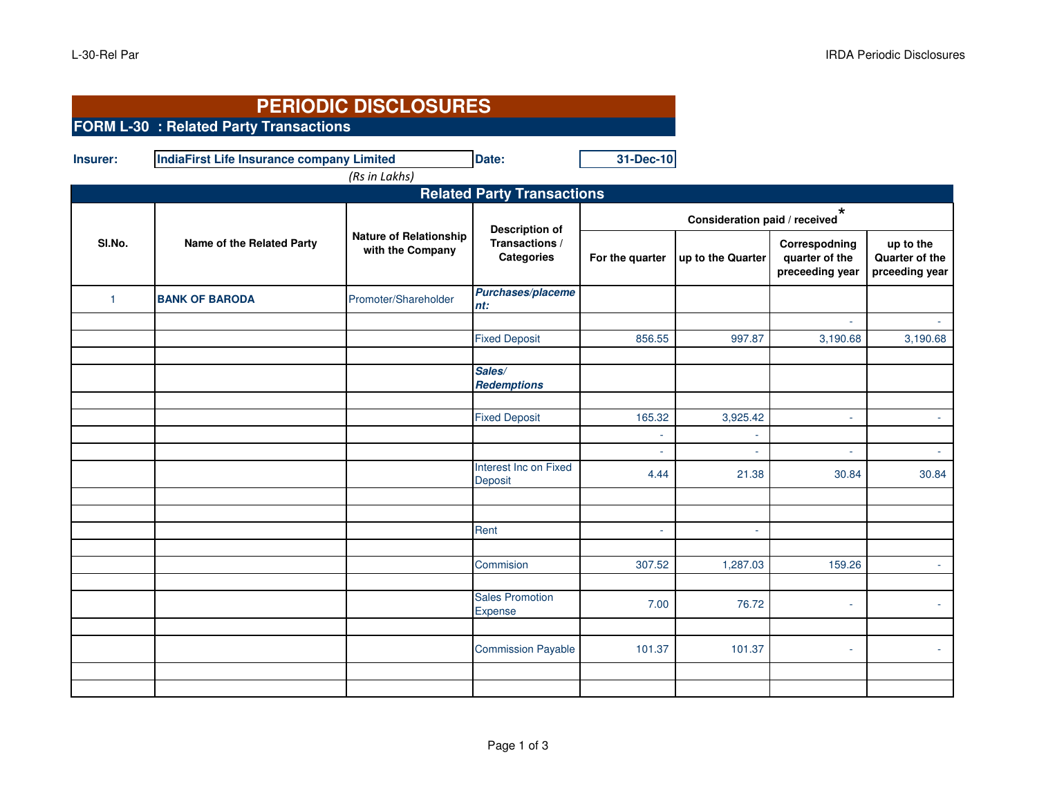# PERIODIC DISCLOSURES

## FORM L-30 : Related Party Transactions

**Insurer:** IndiaFirst Life Insurance company Limited **Date:** 31-Dec-10

*(Rs in Lakhs)*

### Related Party Transactions

| Sl.No. | Name of the Related Party | Nature of Relationship with the Company | Description of Transactions / Categories | Consideration paid / received* | | | |
|---|---|---|---|---|---|---|---|
| | | | | For the quarter | up to the Quarter | Correspodning quarter of the preceeding year | up to the Quarter of the prceeding year |
| 1 | **BANK OF BARODA** | Promoter/Shareholder | ***Purchases/placement:*** | | | | |
| | | | | | | - | - |
| | | | Fixed Deposit | 856.55 | 997.87 | 3,190.68 | 3,190.68 |
| | | | | | | | |
| | | | ***Sales/ Redemptions*** | | | | |
| | | | | | | | |
| | | | Fixed Deposit | 165.32 | 3,925.42 | - | - |
| | | | | - | - | | |
| | | | | - | - | - | - |
| | | | Interest Inc on Fixed Deposit | 4.44 | 21.38 | 30.84 | 30.84 |
| | | | | | | | |
| | | | | | | | |
| | | | Rent | - | - | | |
| | | | | | | | |
| | | | Commision | 307.52 | 1,287.03 | 159.26 | - |
| | | | | | | | |
| | | | Sales Promotion Expense | 7.00 | 76.72 | - | - |
| | | | | | | | |
| | | | Commission Payable | 101.37 | 101.37 | - | - |
| | | | | | | | |
| | | | | | | | |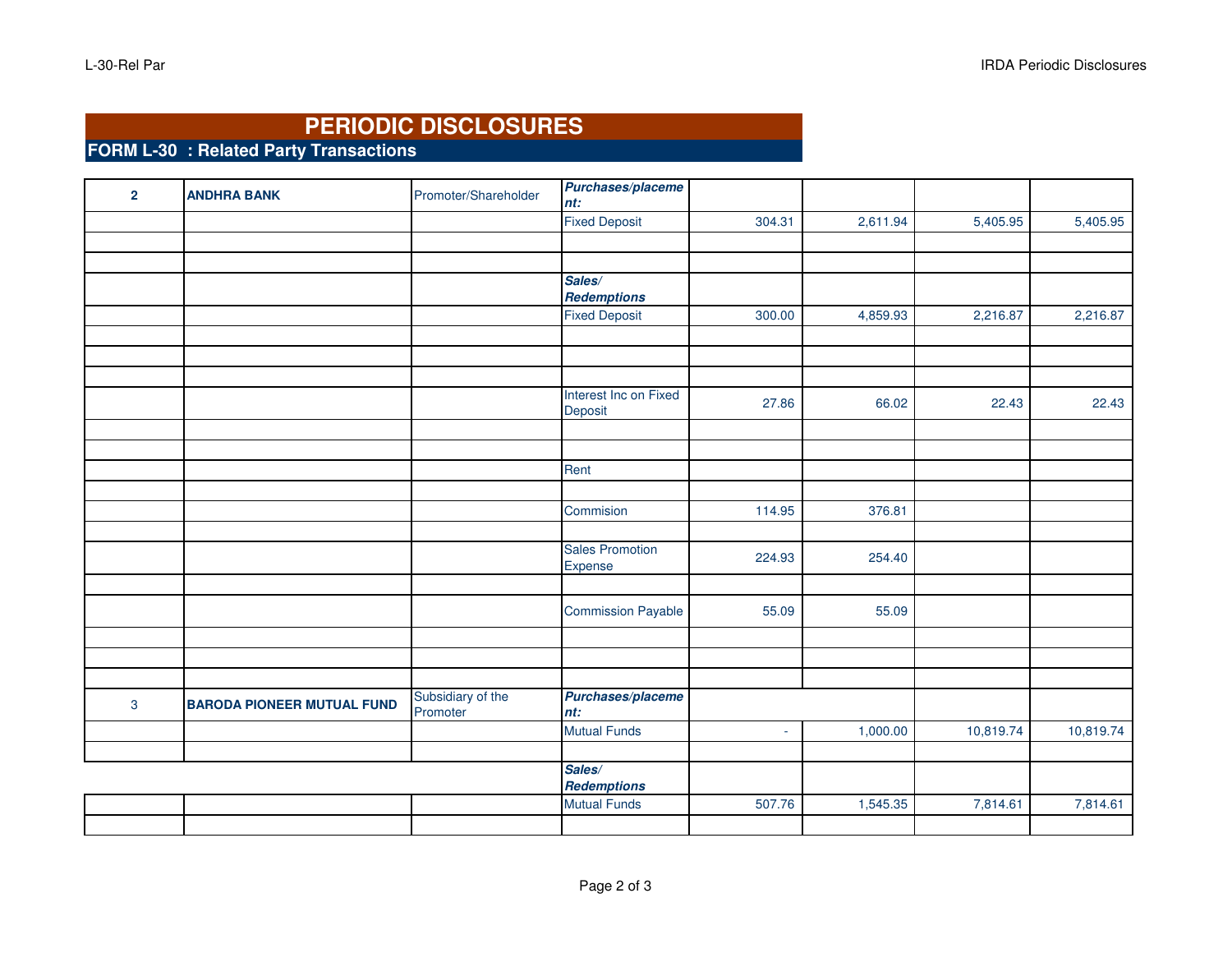# PERIODIC DISCLOSURES

## FORM L-30 : Related Party Transactions

| | | | | | | | |
|---|---|---|---|---|---|---|---|
| **2** | **ANDHRA BANK** | Promoter/Shareholder | ***Purchases/placement:*** | | | | |
| | | | Fixed Deposit | 304.31 | 2,611.94 | 5,405.95 | 5,405.95 |
| | | | | | | | |
| | | | | | | | |
| | | | ***Sales/ Redemptions*** | | | | |
| | | | Fixed Deposit | 300.00 | 4,859.93 | 2,216.87 | 2,216.87 |
| | | | | | | | |
| | | | | | | | |
| | | | | | | | |
| | | | Interest Inc on Fixed Deposit | 27.86 | 66.02 | 22.43 | 22.43 |
| | | | | | | | |
| | | | | | | | |
| | | | Rent | | | | |
| | | | | | | | |
| | | | Commision | 114.95 | 376.81 | | |
| | | | | | | | |
| | | | Sales Promotion Expense | 224.93 | 254.40 | | |
| | | | | | | | |
| | | | Commission Payable | 55.09 | 55.09 | | |
| | | | | | | | |
| | | | | | | | |
| | | | | | | | |
| 3 | **BARODA PIONEER MUTUAL FUND** | Subsidiary of the Promoter | ***Purchases/placement:*** | | | | |
| | | | Mutual Funds | - | 1,000.00 | 10,819.74 | 10,819.74 |
| | | | | | | | |
| | | | ***Sales/ Redemptions*** | | | | |
| | | | Mutual Funds | 507.76 | 1,545.35 | 7,814.61 | 7,814.61 |
| | | | | | | | |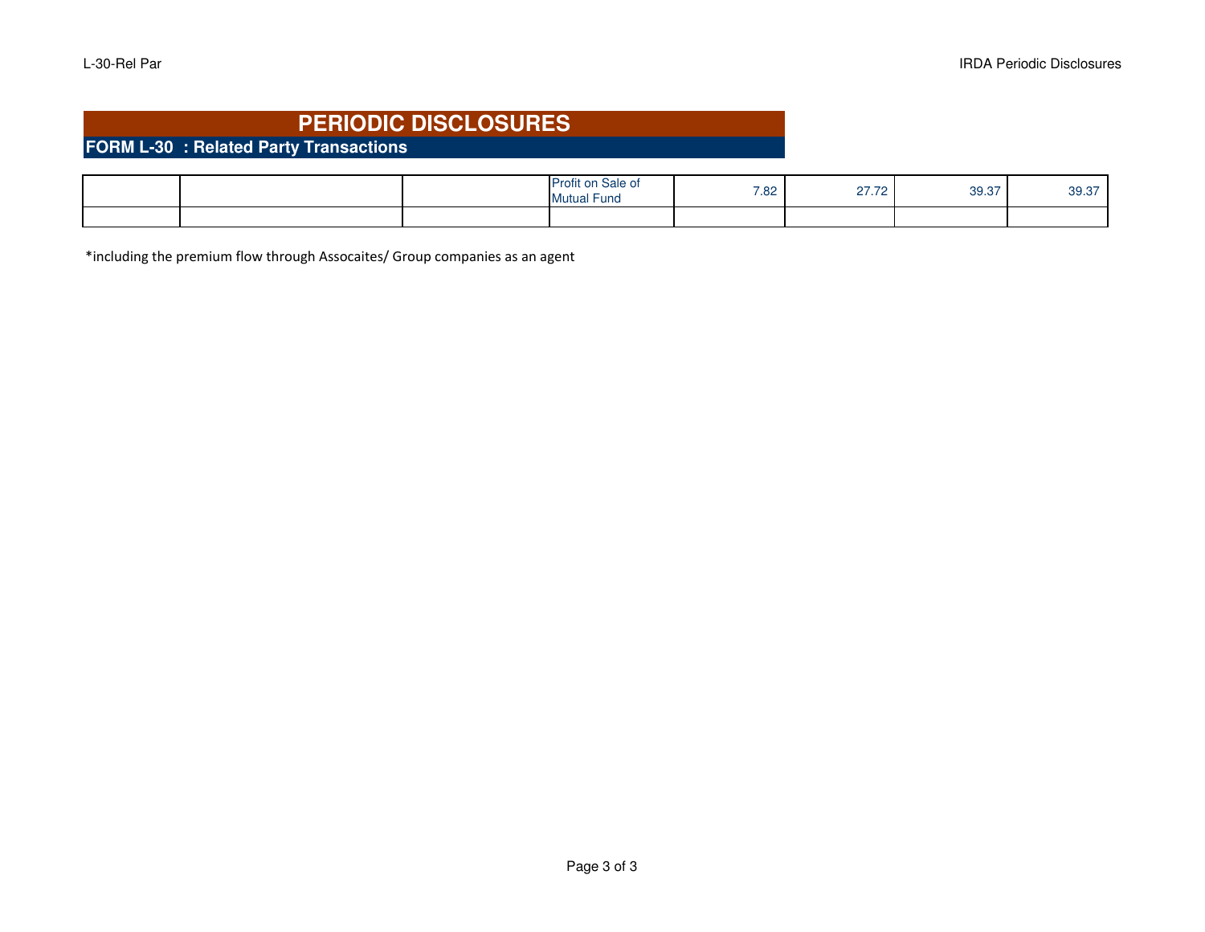# PERIODIC DISCLOSURES

## FORM L-30 : Related Party Transactions

| | | | | | | | |
|---|---|---|---|---|---|---|---|
| | | | Profit on Sale of Mutual Fund | 7.82 | 27.72 | 39.37 | 39.37 |
| | | | | | | | |

*including the premium flow through Assocaites/ Group companies as an agent